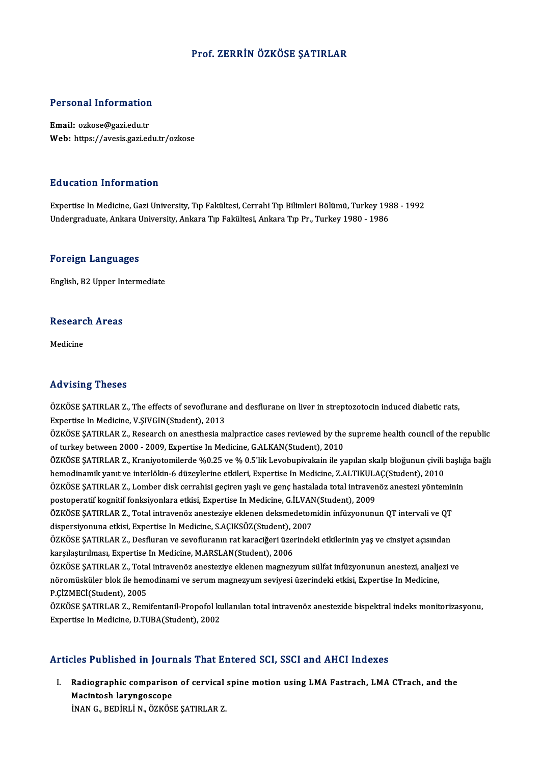# Prof. ZERRİN ÖZKÖSE ŞATIRLAR

## Personal Information

**Email:** ozkose@gazi.edu.tr
**Web:** https://avesis.gazi.edu.tr/ozkose

## Education Information

Expertise In Medicine, Gazi University, Tıp Fakültesi, Cerrahi Tıp Bilimleri Bölümü, Turkey 1988 - 1992
Undergraduate, Ankara University, Ankara Tıp Fakültesi, Ankara Tıp Pr., Turkey 1980 - 1986

## Foreign Languages

English, B2 Upper Intermediate

## Research Areas

Medicine

## Advising Theses

ÖZKÖSE ŞATIRLAR Z., The effects of sevoflurane and desflurane on liver in streptozotocin induced diabetic rats, Expertise In Medicine, V.ŞIVGIN(Student), 2013

ÖZKÖSE ŞATIRLAR Z., Research on anesthesia malpractice cases reviewed by the supreme health council of the republic of turkey between 2000 - 2009, Expertise In Medicine, G.ALKAN(Student), 2010

ÖZKÖSE ŞATIRLAR Z., Kraniyotomilerde %0.25 ve % 0.5'lik Levobupivakain ile yapılan skalp bloğunun çivili başlığa bağlı hemodinamik yanıt ve interlökin-6 düzeylerine etkileri, Expertise In Medicine, Z.ALTIKULAÇ(Student), 2010

ÖZKÖSE ŞATIRLAR Z., Lomber disk cerrahisi geçiren yaşlı ve genç hastalada total intravenöz anestezi yönteminin postoperatif kognitif fonksiyonlara etkisi, Expertise In Medicine, G.İLVAN(Student), 2009

ÖZKÖSE ŞATIRLAR Z., Total intravenöz anesteziye eklenen deksmedetomidin infüzyonunun QT intervali ve QT dispersiyonuna etkisi, Expertise In Medicine, S.AÇIKSÖZ(Student), 2007

ÖZKÖSE ŞATIRLAR Z., Desfluran ve sevofluranın rat karaciğeri üzerindeki etkilerinin yaş ve cinsiyet açısından karşılaştırılması, Expertise In Medicine, M.ARSLAN(Student), 2006

ÖZKÖSE ŞATIRLAR Z., Total intravenöz anesteziye eklenen magnezyum sülfat infüzyonunun anestezi, analjezi ve nöromüsküler blok ile hemodinami ve serum magnezyum seviyesi üzerindeki etkisi, Expertise In Medicine, P.ÇİZMECİ(Student), 2005

ÖZKÖSE ŞATIRLAR Z., Remifentanil-Propofol kullanılan total intravenöz anestezide bispektral indeks monitorizasyonu, Expertise In Medicine, D.TUBA(Student), 2002

## Articles Published in Journals That Entered SCI, SSCI and AHCI Indexes

I. **Radiographic comparison of cervical spine motion using LMA Fastrach, LMA CTrach, and the Macintosh laryngoscope**
İNAN G., BEDİRLİ N., ÖZKÖSE ŞATIRLAR Z.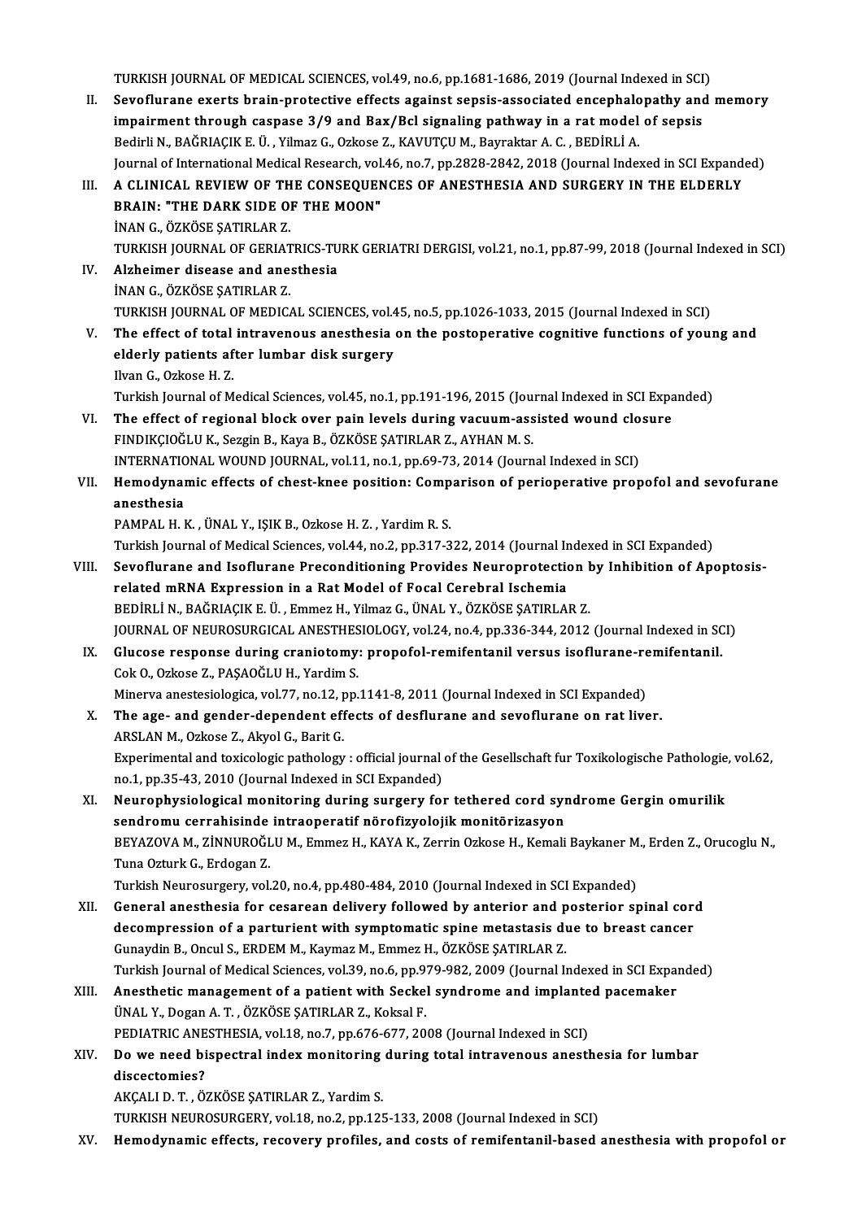TURKISH JOURNAL OF MEDICAL SCIENCES, vol.49, no.6, pp.1681-1686, 2019 (Journal Indexed in SCI)

II. **Sevoflurane exerts brain-protective effects against sepsis-associated encephalopathy and memory impairment through caspase 3/9 and Bax/Bcl signaling pathway in a rat model of sepsis**
Bedirli N., BAĞRIAÇIK E. Ü. , Yilmaz G., Ozkose Z., KAVUTÇU M., Bayraktar A. C. , BEDİRLİ A.
Journal of International Medical Research, vol.46, no.7, pp.2828-2842, 2018 (Journal Indexed in SCI Expanded)

III. **A CLINICAL REVIEW OF THE CONSEQUENCES OF ANESTHESIA AND SURGERY IN THE ELDERLY BRAIN: "THE DARK SIDE OF THE MOON"**
İNAN G., ÖZKÖSE ŞATIRLAR Z.
TURKISH JOURNAL OF GERIATRICS-TURK GERIATRI DERGISI, vol.21, no.1, pp.87-99, 2018 (Journal Indexed in SCI)

IV. **Alzheimer disease and anesthesia**
İNAN G., ÖZKÖSE ŞATIRLAR Z.
TURKISH JOURNAL OF MEDICAL SCIENCES, vol.45, no.5, pp.1026-1033, 2015 (Journal Indexed in SCI)

V. **The effect of total intravenous anesthesia on the postoperative cognitive functions of young and elderly patients after lumbar disk surgery**
Ilvan G., Ozkose H. Z.
Turkish Journal of Medical Sciences, vol.45, no.1, pp.191-196, 2015 (Journal Indexed in SCI Expanded)

VI. **The effect of regional block over pain levels during vacuum-assisted wound closure**
FINDIKÇIOĞLU K., Sezgin B., Kaya B., ÖZKÖSE ŞATIRLAR Z., AYHAN M. S.
INTERNATIONAL WOUND JOURNAL, vol.11, no.1, pp.69-73, 2014 (Journal Indexed in SCI)

VII. **Hemodynamic effects of chest-knee position: Comparison of perioperative propofol and sevofurane anesthesia**
PAMPAL H. K. , ÜNAL Y., IŞIK B., Ozkose H. Z. , Yardim R. S.
Turkish Journal of Medical Sciences, vol.44, no.2, pp.317-322, 2014 (Journal Indexed in SCI Expanded)

VIII. **Sevoflurane and Isoflurane Preconditioning Provides Neuroprotection by Inhibition of Apoptosis-related mRNA Expression in a Rat Model of Focal Cerebral Ischemia**
BEDİRLİ N., BAĞRIAÇIK E. Ü. , Emmez H., Yilmaz G., ÜNAL Y., ÖZKÖSE ŞATIRLAR Z.
JOURNAL OF NEUROSURGICAL ANESTHESIOLOGY, vol.24, no.4, pp.336-344, 2012 (Journal Indexed in SCI)

IX. **Glucose response during craniotomy: propofol-remifentanil versus isoflurane-remifentanil.**
Cok O., Ozkose Z., PAŞAOĞLU H., Yardim S.
Minerva anestesiologica, vol.77, no.12, pp.1141-8, 2011 (Journal Indexed in SCI Expanded)

X. **The age- and gender-dependent effects of desflurane and sevoflurane on rat liver.**
ARSLAN M., Ozkose Z., Akyol G., Barit G.
Experimental and toxicologic pathology : official journal of the Gesellschaft fur Toxikologische Pathologie, vol.62, no.1, pp.35-43, 2010 (Journal Indexed in SCI Expanded)

XI. **Neurophysiological monitoring during surgery for tethered cord syndrome Gergin omurilik sendromu cerrahisinde intraoperatif nörofizyolojik monitörizasyon**
BEYAZOVA M., ZİNNUROĞLU M., Emmez H., KAYA K., Zerrin Ozkose H., Kemali Baykaner M., Erden Z., Orucoglu N., Tuna Ozturk G., Erdogan Z.
Turkish Neurosurgery, vol.20, no.4, pp.480-484, 2010 (Journal Indexed in SCI Expanded)

XII. **General anesthesia for cesarean delivery followed by anterior and posterior spinal cord decompression of a parturient with symptomatic spine metastasis due to breast cancer**
Gunaydin B., Oncul S., ERDEM M., Kaymaz M., Emmez H., ÖZKÖSE ŞATIRLAR Z.
Turkish Journal of Medical Sciences, vol.39, no.6, pp.979-982, 2009 (Journal Indexed in SCI Expanded)

XIII. **Anesthetic management of a patient with Seckel syndrome and implanted pacemaker**
ÜNAL Y., Dogan A. T. , ÖZKÖSE ŞATIRLAR Z., Koksal F.
PEDIATRIC ANESTHESIA, vol.18, no.7, pp.676-677, 2008 (Journal Indexed in SCI)

XIV. **Do we need bispectral index monitoring during total intravenous anesthesia for lumbar discectomies?**
AKÇALI D. T. , ÖZKÖSE ŞATIRLAR Z., Yardim S.
TURKISH NEUROSURGERY, vol.18, no.2, pp.125-133, 2008 (Journal Indexed in SCI)

XV. **Hemodynamic effects, recovery profiles, and costs of remifentanil-based anesthesia with propofol or**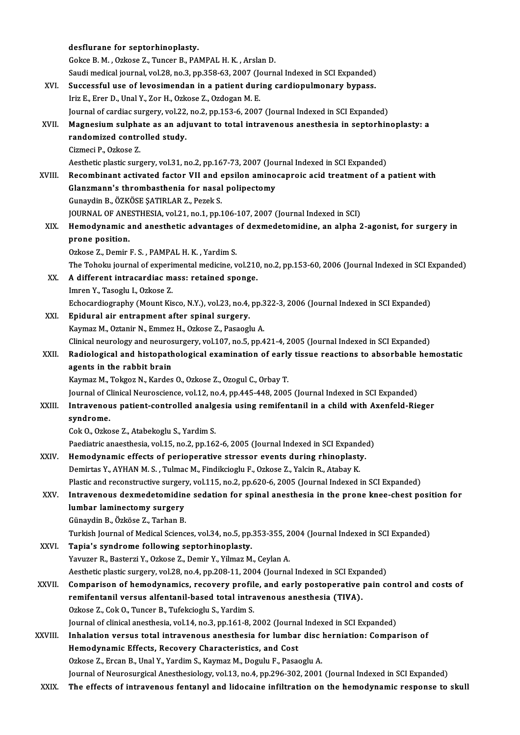**desflurane for septorhinoplasty.**
Gokce B. M. , Ozkose Z., Tuncer B., PAMPAL H. K. , Arslan D.
Saudi medical journal, vol.28, no.3, pp.358-63, 2007 (Journal Indexed in SCI Expanded)

XVI. **Successful use of levosimendan in a patient during cardiopulmonary bypass.**
Iriz E., Erer D., Unal Y., Zor H., Ozkose Z., Ozdogan M. E.
Journal of cardiac surgery, vol.22, no.2, pp.153-6, 2007 (Journal Indexed in SCI Expanded)

XVII. **Magnesium sulphate as an adjuvant to total intravenous anesthesia in septorhinoplasty: a randomized controlled study.**
Cizmeci P., Ozkose Z.
Aesthetic plastic surgery, vol.31, no.2, pp.167-73, 2007 (Journal Indexed in SCI Expanded)

XVIII. **Recombinant activated factor VII and epsilon aminocaproic acid treatment of a patient with Glanzmann's thrombasthenia for nasal polipectomy**
Gunaydin B., ÖZKÖSE ŞATIRLAR Z., Pezek S.
JOURNAL OF ANESTHESIA, vol.21, no.1, pp.106-107, 2007 (Journal Indexed in SCI)

XIX. **Hemodynamic and anesthetic advantages of dexmedetomidine, an alpha 2-agonist, for surgery in prone position.**
Ozkose Z., Demir F. S. , PAMPAL H. K. , Yardim S.
The Tohoku journal of experimental medicine, vol.210, no.2, pp.153-60, 2006 (Journal Indexed in SCI Expanded)

XX. **A different intracardiac mass: retained sponge.**
Imren Y., Tasoglu I., Ozkose Z.
Echocardiography (Mount Kisco, N.Y.), vol.23, no.4, pp.322-3, 2006 (Journal Indexed in SCI Expanded)

XXI. **Epidural air entrapment after spinal surgery.**
Kaymaz M., Oztanir N., Emmez H., Ozkose Z., Pasaoglu A.
Clinical neurology and neurosurgery, vol.107, no.5, pp.421-4, 2005 (Journal Indexed in SCI Expanded)

XXII. **Radiological and histopathological examination of early tissue reactions to absorbable hemostatic agents in the rabbit brain**
Kaymaz M., Tokgoz N., Kardes O., Ozkose Z., Ozogul C., Orbay T.
Journal of Clinical Neuroscience, vol.12, no.4, pp.445-448, 2005 (Journal Indexed in SCI Expanded)

XXIII. **Intravenous patient-controlled analgesia using remifentanil in a child with Axenfeld-Rieger syndrome.**
Cok O., Ozkose Z., Atabekoglu S., Yardim S.
Paediatric anaesthesia, vol.15, no.2, pp.162-6, 2005 (Journal Indexed in SCI Expanded)

XXIV. **Hemodynamic effects of perioperative stressor events during rhinoplasty.**
Demirtas Y., AYHAN M. S. , Tulmac M., Findikcioglu F., Ozkose Z., Yalcin R., Atabay K.
Plastic and reconstructive surgery, vol.115, no.2, pp.620-6, 2005 (Journal Indexed in SCI Expanded)

XXV. **Intravenous dexmedetomidine sedation for spinal anesthesia in the prone knee-chest position for lumbar laminectomy surgery**
Günaydin B., Özköse Z., Tarhan B.
Turkish Journal of Medical Sciences, vol.34, no.5, pp.353-355, 2004 (Journal Indexed in SCI Expanded)

XXVI. **Tapia's syndrome following septorhinoplasty.**
Yavuzer R., Basterzi Y., Ozkose Z., Demir Y., Yilmaz M., Ceylan A.
Aesthetic plastic surgery, vol.28, no.4, pp.208-11, 2004 (Journal Indexed in SCI Expanded)

XXVII. **Comparison of hemodynamics, recovery profile, and early postoperative pain control and costs of remifentanil versus alfentanil-based total intravenous anesthesia (TIVA).**
Ozkose Z., Cok O., Tuncer B., Tufekcioglu S., Yardim S.
Journal of clinical anesthesia, vol.14, no.3, pp.161-8, 2002 (Journal Indexed in SCI Expanded)

XXVIII. **Inhalation versus total intravenous anesthesia for lumbar disc herniation: Comparison of Hemodynamic Effects, Recovery Characteristics, and Cost**
Ozkose Z., Ercan B., Unal Y., Yardim S., Kaymaz M., Dogulu F., Pasaoglu A.
Journal of Neurosurgical Anesthesiology, vol.13, no.4, pp.296-302, 2001 (Journal Indexed in SCI Expanded)

XXIX. **The effects of intravenous fentanyl and lidocaine infiltration on the hemodynamic response to skull**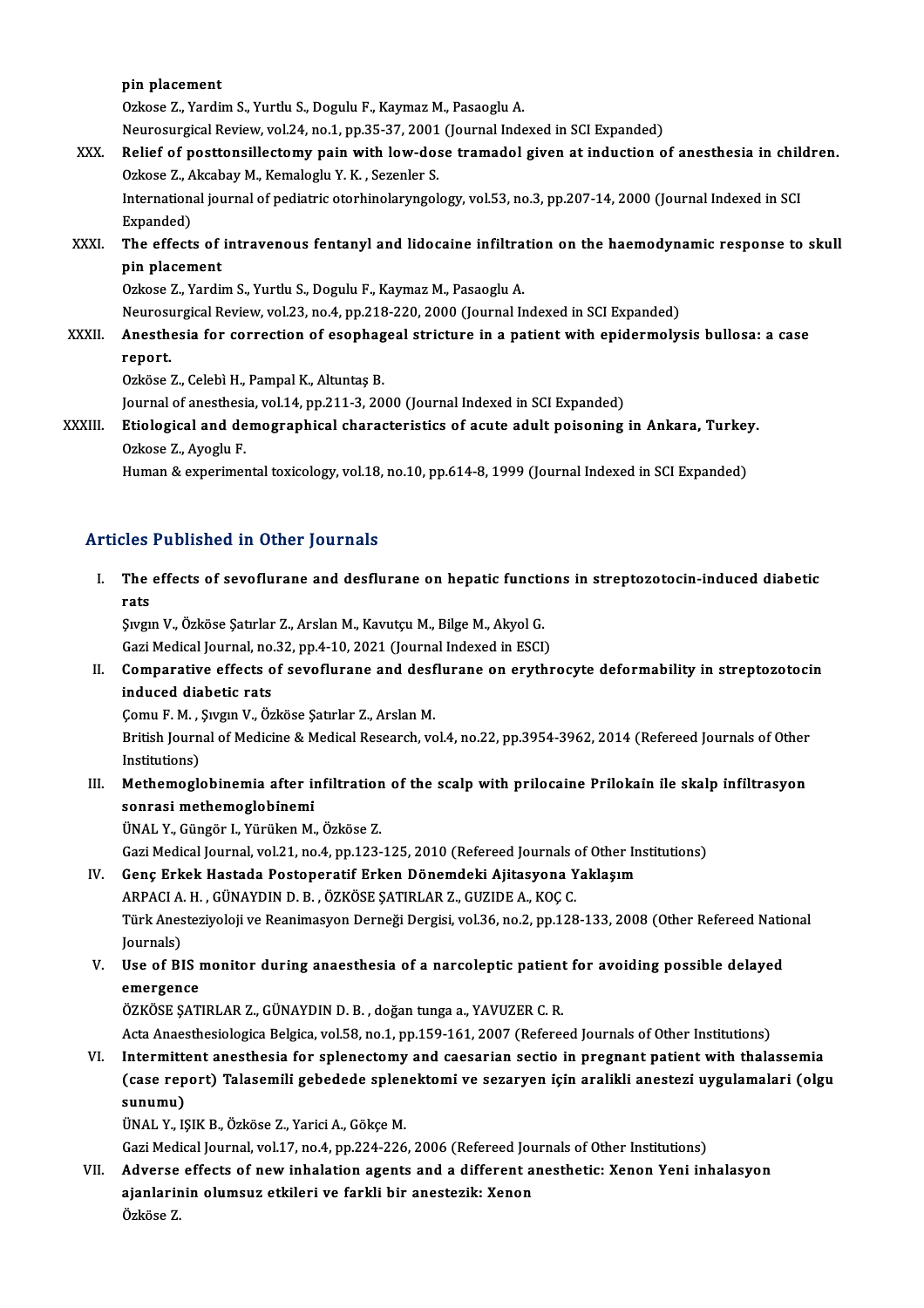pin placement

Ozkose Z., Yardim S., Yurtlu S., Dogulu F., Kaymaz M., Pasaoglu A.

Neurosurgical Review, vol.24, no.1, pp.35-37, 2001 (Journal Indexed in SCI Expanded)

XXX. **Relief of posttonsillectomy pain with low-dose tramadol given at induction of anesthesia in children.**
Ozkose Z., Akcabay M., Kemaloglu Y. K. , Sezenler S.
International journal of pediatric otorhinolaryngology, vol.53, no.3, pp.207-14, 2000 (Journal Indexed in SCI Expanded)

XXXI. **The effects of intravenous fentanyl and lidocaine infiltration on the haemodynamic response to skull pin placement**
Ozkose Z., Yardim S., Yurtlu S., Dogulu F., Kaymaz M., Pasaoglu A.
Neurosurgical Review, vol.23, no.4, pp.218-220, 2000 (Journal Indexed in SCI Expanded)

XXXII. **Anesthesia for correction of esophageal stricture in a patient with epidermolysis bullosa: a case report.**
Ozköse Z., Celebì H., Pampal K., Altuntaş B.
Journal of anesthesia, vol.14, pp.211-3, 2000 (Journal Indexed in SCI Expanded)

XXXIII. **Etiological and demographical characteristics of acute adult poisoning in Ankara, Turkey.**
Ozkose Z., Ayoglu F.
Human & experimental toxicology, vol.18, no.10, pp.614-8, 1999 (Journal Indexed in SCI Expanded)

## Articles Published in Other Journals

I. **The effects of sevoflurane and desflurane on hepatic functions in streptozotocin-induced diabetic rats**
Şıvgın V., Özköse Şatırlar Z., Arslan M., Kavutçu M., Bilge M., Akyol G.
Gazi Medical Journal, no.32, pp.4-10, 2021 (Journal Indexed in ESCI)

II. **Comparative effects of sevoflurane and desflurane on erythrocyte deformability in streptozotocin induced diabetic rats**
Çomu F. M. , Şıvgın V., Özköse Şatırlar Z., Arslan M.
British Journal of Medicine & Medical Research, vol.4, no.22, pp.3954-3962, 2014 (Refereed Journals of Other Institutions)

III. **Methemoglobinemia after infiltration of the scalp with prilocaine Prilokain ile skalp infiltrasyon sonrasi methemoglobinemi**
ÜNAL Y., Güngör I., Yürüken M., Özköse Z.
Gazi Medical Journal, vol.21, no.4, pp.123-125, 2010 (Refereed Journals of Other Institutions)

IV. **Genç Erkek Hastada Postoperatif Erken Dönemdeki Ajitasyona Yaklaşım**
ARPACI A. H. , GÜNAYDIN D. B. , ÖZKÖSE ŞATIRLAR Z., GUZIDE A., KOÇ C.
Türk Anesteziyoloji ve Reanimasyon Derneği Dergisi, vol.36, no.2, pp.128-133, 2008 (Other Refereed National Journals)

V. **Use of BIS monitor during anaesthesia of a narcoleptic patient for avoiding possible delayed emergence**
ÖZKÖSE ŞATIRLAR Z., GÜNAYDIN D. B. , doğan tunga a., YAVUZER C. R.
Acta Anaesthesiologica Belgica, vol.58, no.1, pp.159-161, 2007 (Refereed Journals of Other Institutions)

VI. **Intermittent anesthesia for splenectomy and caesarian sectio in pregnant patient with thalassemia (case report) Talasemili gebedede splenektomi ve sezaryen için aralikli anestezi uygulamalari (olgu sunumu)**
ÜNAL Y., IŞIK B., Özköse Z., Yarici A., Gökçe M.
Gazi Medical Journal, vol.17, no.4, pp.224-226, 2006 (Refereed Journals of Other Institutions)

VII. **Adverse effects of new inhalation agents and a different anesthetic: Xenon Yeni inhalasyon ajanlarinin olumsuz etkileri ve farkli bir anestezik: Xenon**
Özköse Z.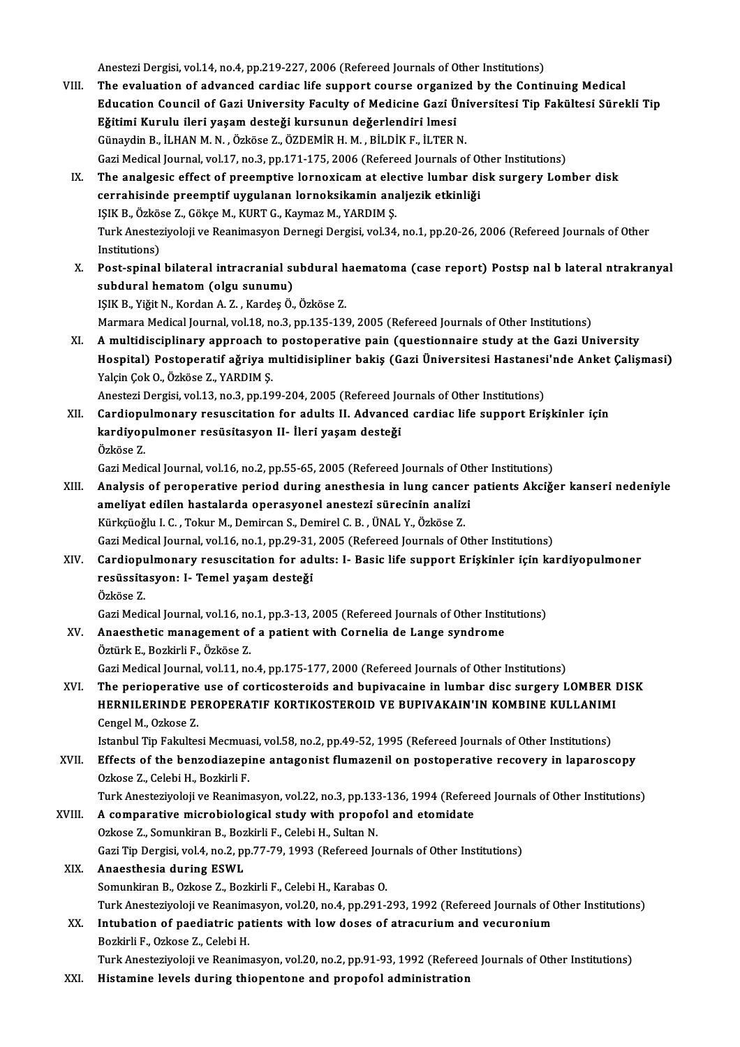Anestezi Dergisi, vol.14, no.4, pp.219-227, 2006 (Refereed Journals of Other Institutions)

VIII. **The evaluation of advanced cardiac life support course organized by the Continuing Medical Education Council of Gazi University Faculty of Medicine Gazi Üniversitesi Tip Fakültesi Sürekli Tip Eğitimi Kurulu ileri yaşam desteği kursunun değerlendiri lmesi**
Günaydin B., İLHAN M. N. , Özköse Z., ÖZDEMİR H. M. , BİLDİK F., İLTER N.
Gazi Medical Journal, vol.17, no.3, pp.171-175, 2006 (Refereed Journals of Other Institutions)

IX. **The analgesic effect of preemptive lornoxicam at elective lumbar disk surgery Lomber disk cerrahisinde preemptif uygulanan lornoksikamin analjezik etkinliği**
IŞIK B., Özköse Z., Gökçe M., KURT G., Kaymaz M., YARDIM Ş.
Turk Anesteziyoloji ve Reanimasyon Dernegi Dergisi, vol.34, no.1, pp.20-26, 2006 (Refereed Journals of Other Institutions)

X. **Post-spinal bilateral intracranial subdural haematoma (case report) Postsp nal b lateral ntrakranyal subdural hematom (olgu sunumu)**
IŞIK B., Yiğit N., Kordan A. Z. , Kardeş Ö., Özköse Z.
Marmara Medical Journal, vol.18, no.3, pp.135-139, 2005 (Refereed Journals of Other Institutions)

XI. **A multidisciplinary approach to postoperative pain (questionnaire study at the Gazi University Hospital) Postoperatif ağrıya multidisipliner bakiş (Gazi Üniversitesi Hastanesi'nde Anket Çalişmasi)**
Yalçin Çok O., Özköse Z., YARDIM Ş.
Anestezi Dergisi, vol.13, no.3, pp.199-204, 2005 (Refereed Journals of Other Institutions)

XII. **Cardiopulmonary resuscitation for adults II. Advanced cardiac life support Erişkinler için kardiyopulmoner resüsitasyon II- İleri yaşam desteği**
Özköse Z.
Gazi Medical Journal, vol.16, no.2, pp.55-65, 2005 (Refereed Journals of Other Institutions)

XIII. **Analysis of peroperative period during anesthesia in lung cancer patients Akciğer kanseri nedeniyle ameliyat edilen hastalarda operasyonel anestezi sürecinin analizi**
Kürkçüoğlu I. C. , Tokur M., Demircan S., Demirel C. B. , ÜNAL Y., Özköse Z.
Gazi Medical Journal, vol.16, no.1, pp.29-31, 2005 (Refereed Journals of Other Institutions)

XIV. **Cardiopulmonary resuscitation for adults: I- Basic life support Erişkinler için kardiyopulmoner resüssitasyon: I- Temel yaşam desteği**
Özköse Z.
Gazi Medical Journal, vol.16, no.1, pp.3-13, 2005 (Refereed Journals of Other Institutions)

XV. **Anaesthetic management of a patient with Cornelia de Lange syndrome**
Öztürk E., Bozkirli F., Özköse Z.
Gazi Medical Journal, vol.11, no.4, pp.175-177, 2000 (Refereed Journals of Other Institutions)

XVI. **The perioperative use of corticosteroids and bupivacaine in lumbar disc surgery LOMBER DISK HERNILERINDE PEROPERATIF KORTIKOSTEROID VE BUPIVAKAIN'IN KOMBINE KULLANIMI**
Cengel M., Ozkose Z.
Istanbul Tip Fakultesi Mecmuasi, vol.58, no.2, pp.49-52, 1995 (Refereed Journals of Other Institutions)

XVII. **Effects of the benzodiazepine antagonist flumazenil on postoperative recovery in laparoscopy**
Ozkose Z., Celebi H., Bozkirli F.
Turk Anesteziyoloji ve Reanimasyon, vol.22, no.3, pp.133-136, 1994 (Refereed Journals of Other Institutions)

XVIII. **A comparative microbiological study with propofol and etomidate**
Ozkose Z., Somunkiran B., Bozkirli F., Celebi H., Sultan N.
Gazi Tip Dergisi, vol.4, no.2, pp.77-79, 1993 (Refereed Journals of Other Institutions)

XIX. **Anaesthesia during ESWL**
Somunkiran B., Ozkose Z., Bozkirli F., Celebi H., Karabas O.
Turk Anesteziyoloji ve Reanimasyon, vol.20, no.4, pp.291-293, 1992 (Refereed Journals of Other Institutions)

XX. **Intubation of paediatric patients with low doses of atracurium and vecuronium**
Bozkirli F., Ozkose Z., Celebi H.
Turk Anesteziyoloji ve Reanimasyon, vol.20, no.2, pp.91-93, 1992 (Refereed Journals of Other Institutions)

XXI. **Histamine levels during thiopentone and propofol administration**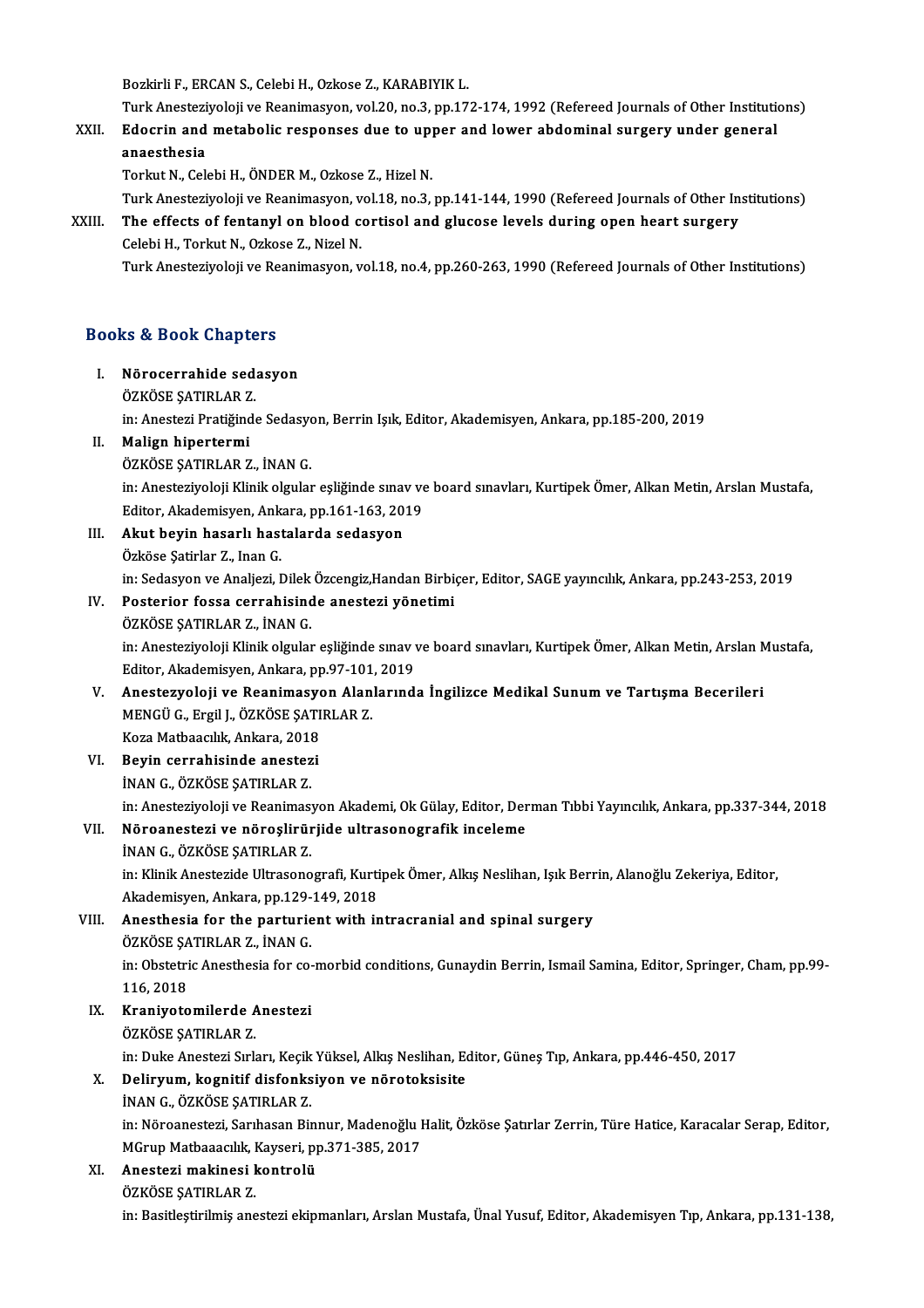Bozkirli F., ERCAN S., Celebi H., Ozkose Z., KARABIYIK L.
Turk Anesteziyoloji ve Reanimasyon, vol.20, no.3, pp.172-174, 1992 (Refereed Journals of Other Institutions)

XXII. **Edocrin and metabolic responses due to upper and lower abdominal surgery under general anaesthesia**
Torkut N., Celebi H., ÖNDER M., Ozkose Z., Hizel N.
Turk Anesteziyoloji ve Reanimasyon, vol.18, no.3, pp.141-144, 1990 (Refereed Journals of Other Institutions)

XXIII. **The effects of fentanyl on blood cortisol and glucose levels during open heart surgery**
Celebi H., Torkut N., Ozkose Z., Nizel N.
Turk Anesteziyoloji ve Reanimasyon, vol.18, no.4, pp.260-263, 1990 (Refereed Journals of Other Institutions)

## Books & Book Chapters

I. **Nörocerrahide sedasyon**
ÖZKÖSE ŞATIRLAR Z.
in: Anestezi Pratiğinde Sedasyon, Berrin Işık, Editor, Akademisyen, Ankara, pp.185-200, 2019

II. **Malign hipertermi**
ÖZKÖSE ŞATIRLAR Z., İNAN G.
in: Anesteziyoloji Klinik olgular eşliğinde sınav ve board sınavları, Kurtipek Ömer, Alkan Metin, Arslan Mustafa, Editor, Akademisyen, Ankara, pp.161-163, 2019

III. **Akut beyin hasarlı hastalarda sedasyon**
Özköse Şatirlar Z., Inan G.
in: Sedasyon ve Analjezi, Dilek Özcengiz,Handan Birbiçer, Editor, SAGE yayıncılık, Ankara, pp.243-253, 2019

IV. **Posterior fossa cerrahisinde anestezi yönetimi**
ÖZKÖSE ŞATIRLAR Z., İNAN G.
in: Anesteziyoloji Klinik olgular eşliğinde sınav ve board sınavları, Kurtipek Ömer, Alkan Metin, Arslan Mustafa, Editor, Akademisyen, Ankara, pp.97-101, 2019

V. **Anestezyoloji ve Reanimasyon Alanlarında İngilizce Medikal Sunum ve Tartışma Becerileri**
MENGÜ G., Ergil J., ÖZKÖSE ŞATIRLAR Z.
Koza Matbaacılık, Ankara, 2018

VI. **Beyin cerrahisinde anestezi**
İNAN G., ÖZKÖSE ŞATIRLAR Z.
in: Anesteziyoloji ve Reanimasyon Akademi, Ok Gülay, Editor, Derman Tıbbi Yayıncılık, Ankara, pp.337-344, 2018

VII. **Nöroanestezi ve nöroşlirürjide ultrasonografik inceleme**
İNAN G., ÖZKÖSE ŞATIRLAR Z.
in: Klinik Anestezide Ultrasonografi, Kurtipek Ömer, Alkış Neslihan, Işık Berrin, Alanoğlu Zekeriya, Editor, Akademisyen, Ankara, pp.129-149, 2018

VIII. **Anesthesia for the parturient with intracranial and spinal surgery**
ÖZKÖSE ŞATIRLAR Z., İNAN G.
in: Obstetric Anesthesia for co-morbid conditions, Gunaydin Berrin, Ismail Samina, Editor, Springer, Cham, pp.99-116, 2018

IX. **Kraniyotomilerde Anestezi**
ÖZKÖSE ŞATIRLAR Z.
in: Duke Anestezi Sırları, Keçik Yüksel, Alkış Neslihan, Editor, Güneş Tıp, Ankara, pp.446-450, 2017

X. **Deliryum, kognitif disfonksiyon ve nörotoksisite**
İNAN G., ÖZKÖSE ŞATIRLAR Z.
in: Nöroanestezi, Sarıhasan Binnur, Madenoğlu Halit, Özköse Şatırlar Zerrin, Türe Hatice, Karacalar Serap, Editor, MGrup Matbaaacılık, Kayseri, pp.371-385, 2017

XI. **Anestezi makinesi kontrolü**
ÖZKÖSE ŞATIRLAR Z.
in: Basitleştirilmiş anestezi ekipmanları, Arslan Mustafa, Ünal Yusuf, Editor, Akademisyen Tıp, Ankara, pp.131-138,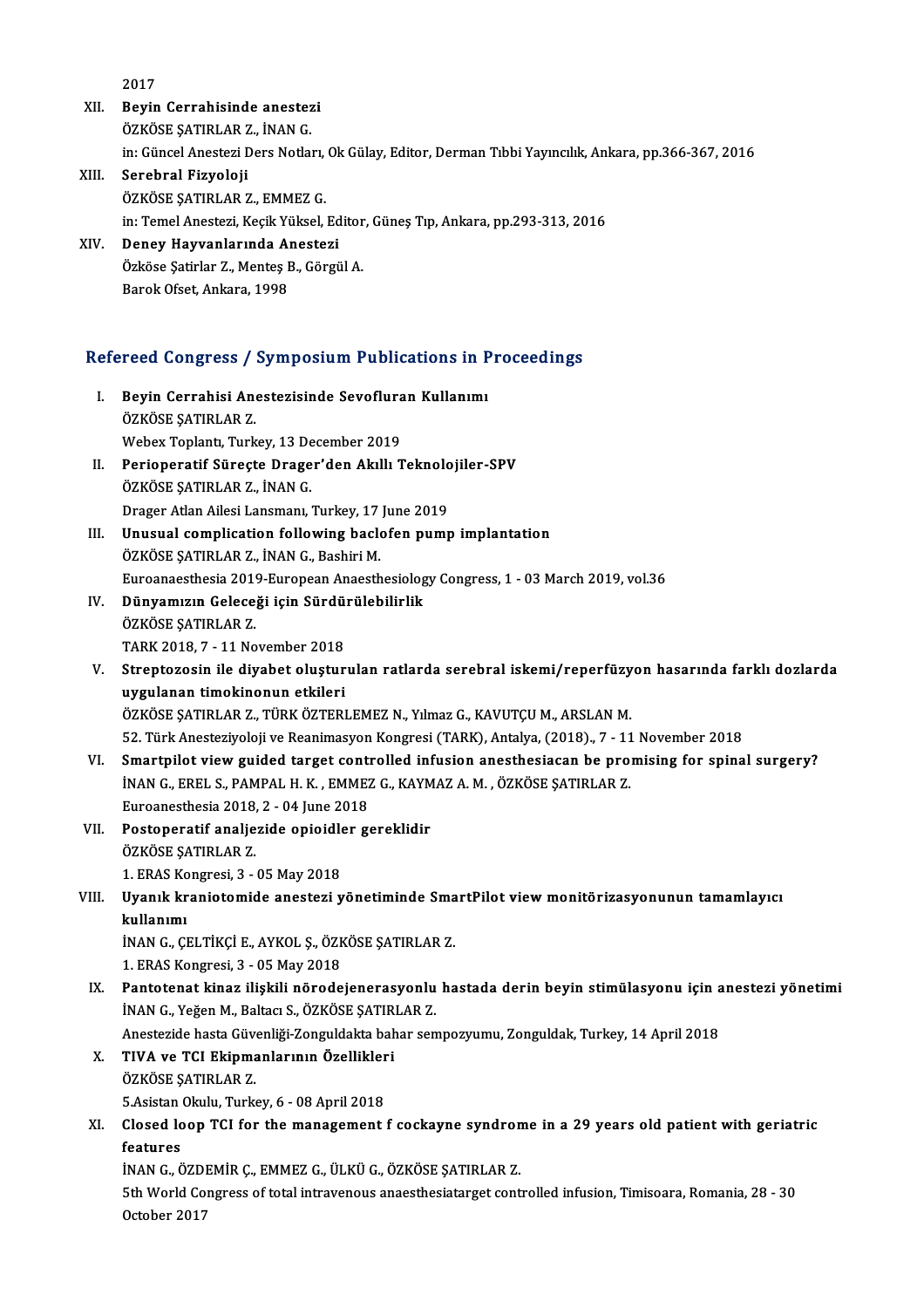2017

XII. **Beyin Cerrahisinde anestezi**
ÖZKÖSE ŞATIRLAR Z., İNAN G.
in: Güncel Anestezi Ders Notları, Ok Gülay, Editor, Derman Tıbbi Yayıncılık, Ankara, pp.366-367, 2016

XIII. **Serebral Fizyoloji**
ÖZKÖSE ŞATIRLAR Z., EMMEZ G.
in: Temel Anestezi, Keçik Yüksel, Editor, Güneş Tıp, Ankara, pp.293-313, 2016

XIV. **Deney Hayvanlarında Anestezi**
Özköse Şatirlar Z., Menteş B., Görgül A.
Barok Ofset, Ankara, 1998

## Refereed Congress / Symposium Publications in Proceedings

I. **Beyin Cerrahisi Anestezisinde Sevofluran Kullanımı**
ÖZKÖSE ŞATIRLAR Z.
Webex Toplantı, Turkey, 13 December 2019

II. **Perioperatif Süreçte Drager'den Akıllı Teknolojiler-SPV**
ÖZKÖSE ŞATIRLAR Z., İNAN G.
Drager Atlan Ailesi Lansmanı, Turkey, 17 June 2019

III. **Unusual complication following baclofen pump implantation**
ÖZKÖSE ŞATIRLAR Z., İNAN G., Bashiri M.
Euroanaesthesia 2019-European Anaesthesiology Congress, 1 - 03 March 2019, vol.36

IV. **Dünyamızın Geleceği için Sürdürülebilirlik**
ÖZKÖSE ŞATIRLAR Z.
TARK 2018, 7 - 11 November 2018

V. **Streptozosin ile diyabet oluşturulan ratlarda serebral iskemi/reperfüzyon hasarında farklı dozlarda uygulanan timokinonun etkileri**
ÖZKÖSE ŞATIRLAR Z., TÜRK ÖZTERLEMEZ N., Yılmaz G., KAVUTÇU M., ARSLAN M.
52. Türk Anesteziyoloji ve Reanimasyon Kongresi (TARK), Antalya, (2018)., 7 - 11 November 2018

VI. **Smartpilot view guided target controlled infusion anesthesiacan be promising for spinal surgery?**
İNAN G., EREL S., PAMPAL H. K. , EMMEZ G., KAYMAZ A. M. , ÖZKÖSE ŞATIRLAR Z.
Euroanesthesia 2018, 2 - 04 June 2018

VII. **Postoperatif analjezide opioidler gereklidir**
ÖZKÖSE ŞATIRLAR Z.
1. ERAS Kongresi, 3 - 05 May 2018

VIII. **Uyanık kraniotomide anestezi yönetiminde SmartPilot view monitörizasyonunun tamamlayıcı kullanımı**
İNAN G., ÇELTİKÇİ E., AYKOL Ş., ÖZKÖSE ŞATIRLAR Z.
1. ERAS Kongresi, 3 - 05 May 2018

IX. **Pantotenat kinaz ilişkili nörodejenerasyonlu hastada derin beyin stimülasyonu için anestezi yönetimi**
İNAN G., Yeğen M., Baltacı S., ÖZKÖSE ŞATIRLAR Z.
Anestezide hasta Güvenliği-Zonguldakta bahar sempozyumu, Zonguldak, Turkey, 14 April 2018

X. **TIVA ve TCI Ekipmanlarının Özellikleri**
ÖZKÖSE ŞATIRLAR Z.
5.Asistan Okulu, Turkey, 6 - 08 April 2018

XI. **Closed loop TCI for the management f cockayne syndrome in a 29 years old patient with geriatric features**
İNAN G., ÖZDEMİR Ç., EMMEZ G., ÜLKÜ G., ÖZKÖSE ŞATIRLAR Z.
5th World Congress of total intravenous anaesthesiatarget controlled infusion, Timisoara, Romania, 28 - 30 October 2017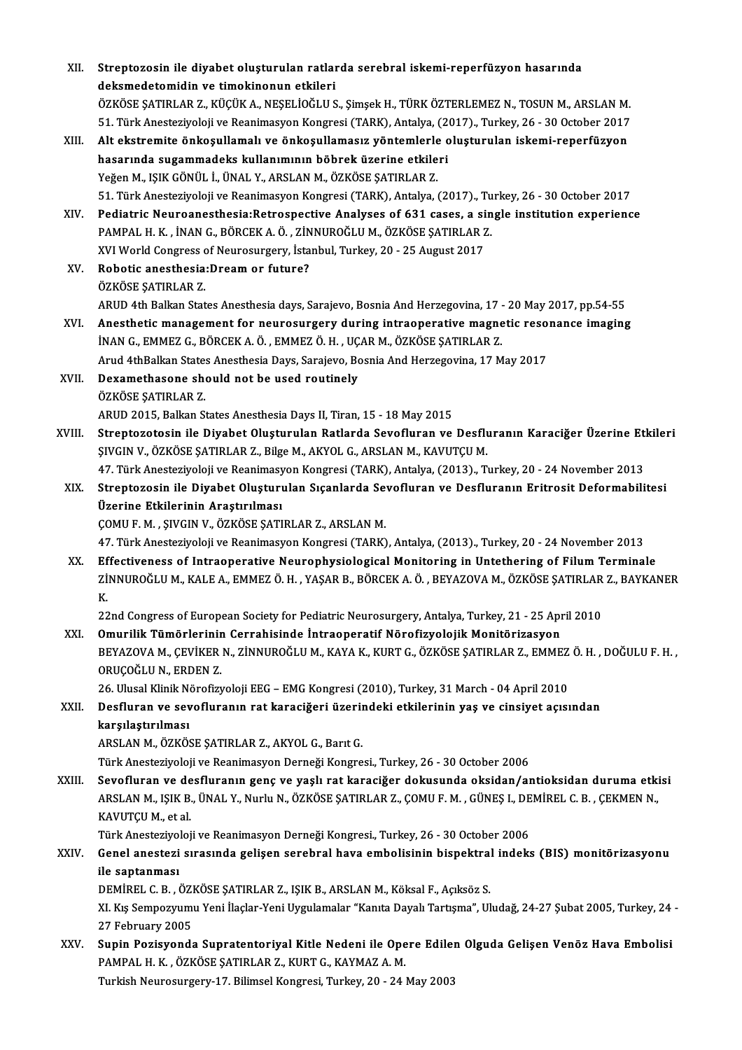XII. **Streptozosin ile diyabet oluşturulan ratlarda serebral iskemi-reperfüzyon hasarında deksmedetomidin ve timokinonun etkileri**
ÖZKÖSE ŞATIRLAR Z., KÜÇÜK A., NEŞELİOĞLU S., Şimşek H., TÜRK ÖZTERLEMEZ N., TOSUN M., ARSLAN M.
51. Türk Anesteziyoloji ve Reanimasyon Kongresi (TARK), Antalya, (2017)., Turkey, 26 - 30 October 2017

XIII. **Alt ekstremite önkoşullamalı ve önkoşullamasız yöntemlerle oluşturulan iskemi-reperfüzyon hasarında sugammadeks kullanımının böbrek üzerine etkileri**
Yeğen M., IŞIK GÖNÜL İ., ÜNAL Y., ARSLAN M., ÖZKÖSE ŞATIRLAR Z.
51. Türk Anesteziyoloji ve Reanimasyon Kongresi (TARK), Antalya, (2017)., Turkey, 26 - 30 October 2017

XIV. **Pediatric Neuroanesthesia:Retrospective Analyses of 631 cases, a single institution experience**
PAMPAL H. K. , İNAN G., BÖRCEK A. Ö. , ZİNNUROĞLU M., ÖZKÖSE ŞATIRLAR Z.
XVI World Congress of Neurosurgery, İstanbul, Turkey, 20 - 25 August 2017

XV. **Robotic anesthesia:Dream or future?**
ÖZKÖSE ŞATIRLAR Z.
ARUD 4th Balkan States Anesthesia days, Sarajevo, Bosnia And Herzegovina, 17 - 20 May 2017, pp.54-55

XVI. **Anesthetic management for neurosurgery during intraoperative magnetic resonance imaging**
İNAN G., EMMEZ G., BÖRCEK A. Ö. , EMMEZ Ö. H. , UÇAR M., ÖZKÖSE ŞATIRLAR Z.
Arud 4thBalkan States Anesthesia Days, Sarajevo, Bosnia And Herzegovina, 17 May 2017

XVII. **Dexamethasone should not be used routinely**
ÖZKÖSE ŞATIRLAR Z.
ARUD 2015, Balkan States Anesthesia Days II, Tiran, 15 - 18 May 2015

XVIII. **Streptozotosin ile Diyabet Oluşturulan Ratlarda Sevofluran ve Desfluranın Karaciğer Üzerine Etkileri**
ŞIVGIN V., ÖZKÖSE ŞATIRLAR Z., Bilge M., AKYOL G., ARSLAN M., KAVUTÇU M.
47. Türk Anesteziyoloji ve Reanimasyon Kongresi (TARK), Antalya, (2013)., Turkey, 20 - 24 November 2013

XIX. **Streptozosin ile Diyabet Oluşturulan Sıçanlarda Sevofluran ve Desfluranın Eritrosit Deformabilitesi Üzerine Etkilerinin Araştırılması**
ÇOMU F. M. , ŞIVGIN V., ÖZKÖSE ŞATIRLAR Z., ARSLAN M.
47. Türk Anesteziyoloji ve Reanimasyon Kongresi (TARK), Antalya, (2013)., Turkey, 20 - 24 November 2013

XX. **Effectiveness of Intraoperative Neurophysiological Monitoring in Untethering of Filum Terminale**
ZİNNUROĞLU M., KALE A., EMMEZ Ö. H. , YAŞAR B., BÖRCEK A. Ö. , BEYAZOVA M., ÖZKÖSE ŞATIRLAR Z., BAYKANER K.
22nd Congress of European Society for Pediatric Neurosurgery, Antalya, Turkey, 21 - 25 April 2010

XXI. **Omurilik Tümörlerinin Cerrahisinde İntraoperatif Nörofizyolojik Monitörizasyon**
BEYAZOVA M., ÇEVİKER N., ZİNNUROĞLU M., KAYA K., KURT G., ÖZKÖSE ŞATIRLAR Z., EMMEZ Ö. H. , DOĞULU F. H. , ORUÇOĞLU N., ERDEN Z.
26. Ulusal Klinik Nörofizyoloji EEG – EMG Kongresi (2010), Turkey, 31 March - 04 April 2010

XXII. **Desfluran ve sevofluranın rat karaciğeri üzerindeki etkilerinin yaş ve cinsiyet açısından karşılaştırılması**
ARSLAN M., ÖZKÖSE ŞATIRLAR Z., AKYOL G., Barıt G.
Türk Anesteziyoloji ve Reanimasyon Derneği Kongresi., Turkey, 26 - 30 October 2006

XXIII. **Sevofluran ve desfluranın genç ve yaşlı rat karaciğer dokusunda oksidan/antioksidan duruma etkisi**
ARSLAN M., IŞIK B., ÜNAL Y., Nurlu N., ÖZKÖSE ŞATIRLAR Z., ÇOMU F. M. , GÜNEŞ I., DEMİREL C. B. , ÇEKMEN N., KAVUTÇU M., et al.
Türk Anesteziyoloji ve Reanimasyon Derneği Kongresi., Turkey, 26 - 30 October 2006

XXIV. **Genel anestezi sırasında gelişen serebral hava embolisinin bispektral indeks (BIS) monitörizasyonu ile saptanması**
DEMİREL C. B. , ÖZKÖSE ŞATIRLAR Z., IŞIK B., ARSLAN M., Köksal F., Açıksöz S.
XI. Kış Sempozyumu Yeni İlaçlar-Yeni Uygulamalar "Kanıta Dayalı Tartışma", Uludağ, 24-27 Şubat 2005, Turkey, 24 - 27 February 2005

XXV. **Supin Pozisyonda Supratentoriyal Kitle Nedeni ile Opere Edilen Olguda Gelişen Venöz Hava Embolisi**
PAMPAL H. K. , ÖZKÖSE ŞATIRLAR Z., KURT G., KAYMAZ A. M.
Turkish Neurosurgery-17. Bilimsel Kongresi, Turkey, 20 - 24 May 2003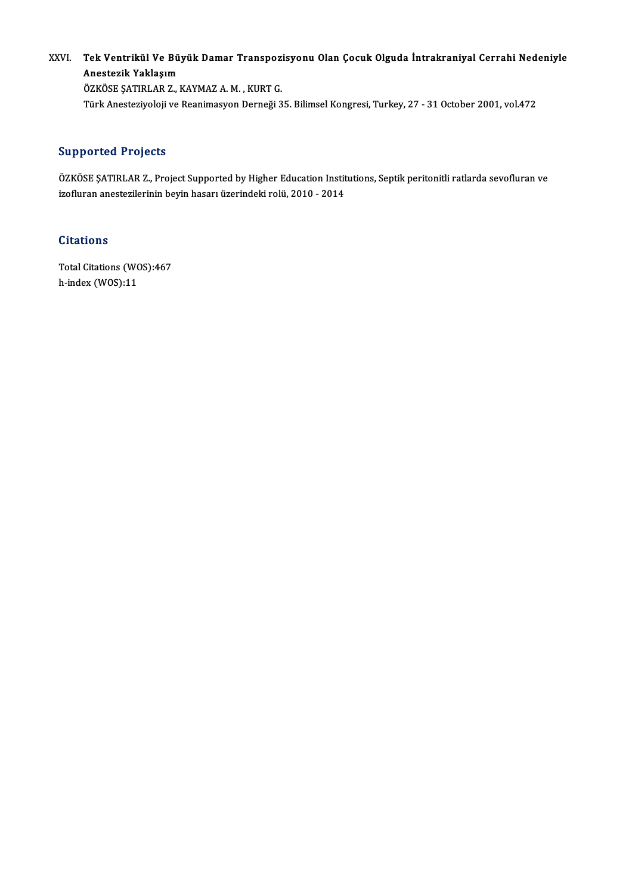XXVI. **Tek Ventrikül Ve Büyük Damar Transpozisyonu Olan Çocuk Olguda İntrakraniyal Cerrahi Nedeniyle Anestezik Yaklaşım**
ÖZKÖSE ŞATIRLAR Z., KAYMAZ A. M. , KURT G.
Türk Anesteziyoloji ve Reanimasyon Derneği 35. Bilimsel Kongresi, Turkey, 27 - 31 October 2001, vol.472

## Supported Projects

ÖZKÖSE ŞATIRLAR Z., Project Supported by Higher Education Institutions, Septik peritonitli ratlarda sevofluran ve izofluran anestezilerinin beyin hasarı üzerindeki rolü, 2010 - 2014

## Citations

Total Citations (WOS):467
h-index (WOS):11